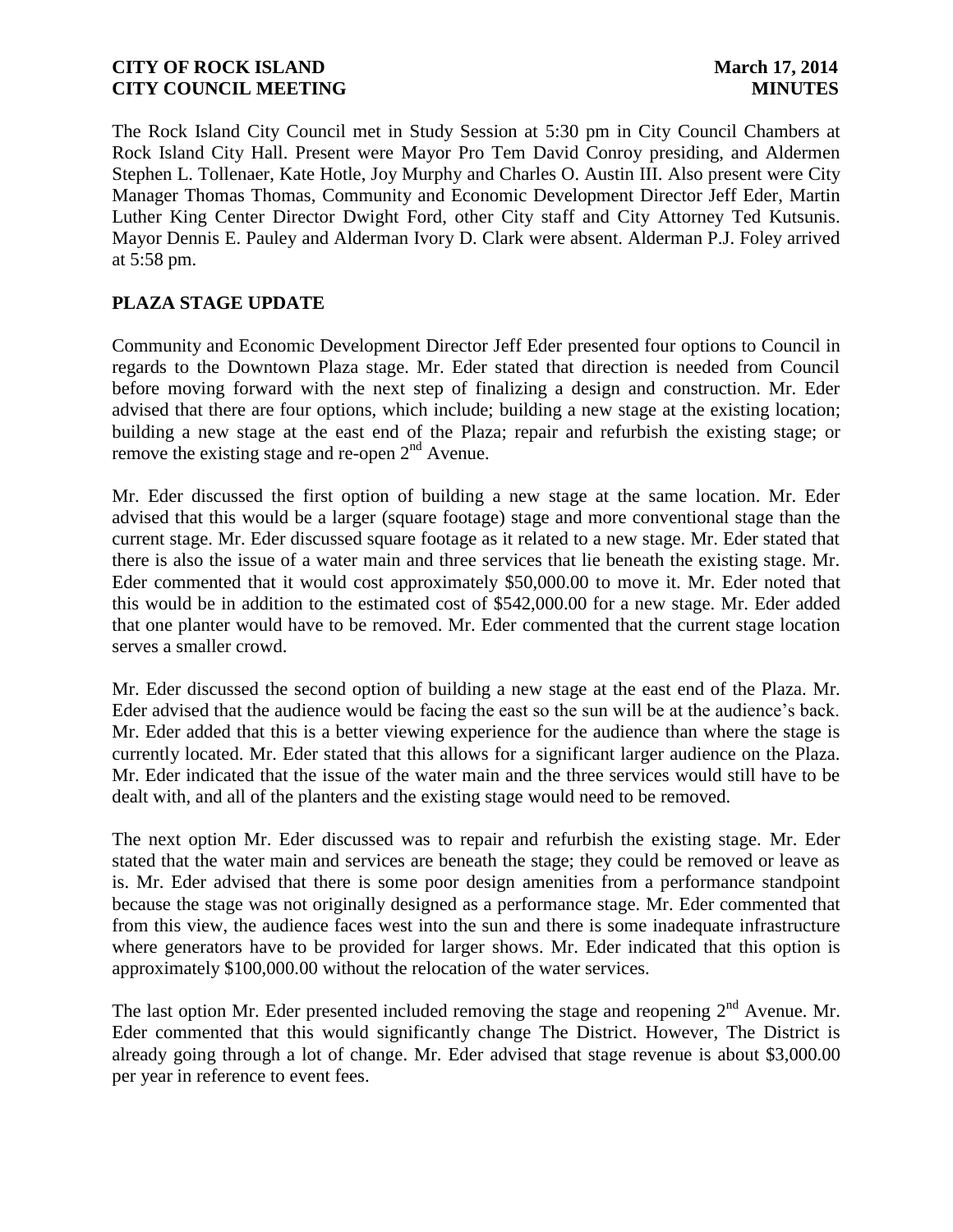The Rock Island City Council met in Study Session at 5:30 pm in City Council Chambers at Rock Island City Hall. Present were Mayor Pro Tem David Conroy presiding, and Aldermen Stephen L. Tollenaer, Kate Hotle, Joy Murphy and Charles O. Austin III. Also present were City Manager Thomas Thomas, Community and Economic Development Director Jeff Eder, Martin Luther King Center Director Dwight Ford, other City staff and City Attorney Ted Kutsunis. Mayor Dennis E. Pauley and Alderman Ivory D. Clark were absent. Alderman P.J. Foley arrived at 5:58 pm.

## PLAZA STAGE UPDATE

Community and Economic Development Director Jeff Eder presented four options to Council in regards to the Downtown Plaza stage. Mr. Eder stated that direction is needed from Council before moving forward with the next step of finalizing a design and construction. Mr. Eder advised that there are four options, which include; building a new stage at the existing location; building a new stage at the east end of the Plaza; repair and refurbish the existing stage; or remove the existing stage and re-open 2nd Avenue.

Mr. Eder discussed the first option of building a new stage at the same location. Mr. Eder advised that this would be a larger (square footage) stage and more conventional stage than the current stage. Mr. Eder discussed square footage as it related to a new stage. Mr. Eder stated that there is also the issue of a water main and three services that lie beneath the existing stage. Mr. Eder commented that it would cost approximately $50,000.00 to move it. Mr. Eder noted that this would be in addition to the estimated cost of $542,000.00 for a new stage. Mr. Eder added that one planter would have to be removed. Mr. Eder commented that the current stage location serves a smaller crowd.

Mr. Eder discussed the second option of building a new stage at the east end of the Plaza. Mr. Eder advised that the audience would be facing the east so the sun will be at the audience's back. Mr. Eder added that this is a better viewing experience for the audience than where the stage is currently located. Mr. Eder stated that this allows for a significant larger audience on the Plaza. Mr. Eder indicated that the issue of the water main and the three services would still have to be dealt with, and all of the planters and the existing stage would need to be removed.

The next option Mr. Eder discussed was to repair and refurbish the existing stage. Mr. Eder stated that the water main and services are beneath the stage; they could be removed or leave as is. Mr. Eder advised that there is some poor design amenities from a performance standpoint because the stage was not originally designed as a performance stage. Mr. Eder commented that from this view, the audience faces west into the sun and there is some inadequate infrastructure where generators have to be provided for larger shows. Mr. Eder indicated that this option is approximately $100,000.00 without the relocation of the water services.

The last option Mr. Eder presented included removing the stage and reopening 2nd Avenue. Mr. Eder commented that this would significantly change The District. However, The District is already going through a lot of change. Mr. Eder advised that stage revenue is about $3,000.00 per year in reference to event fees.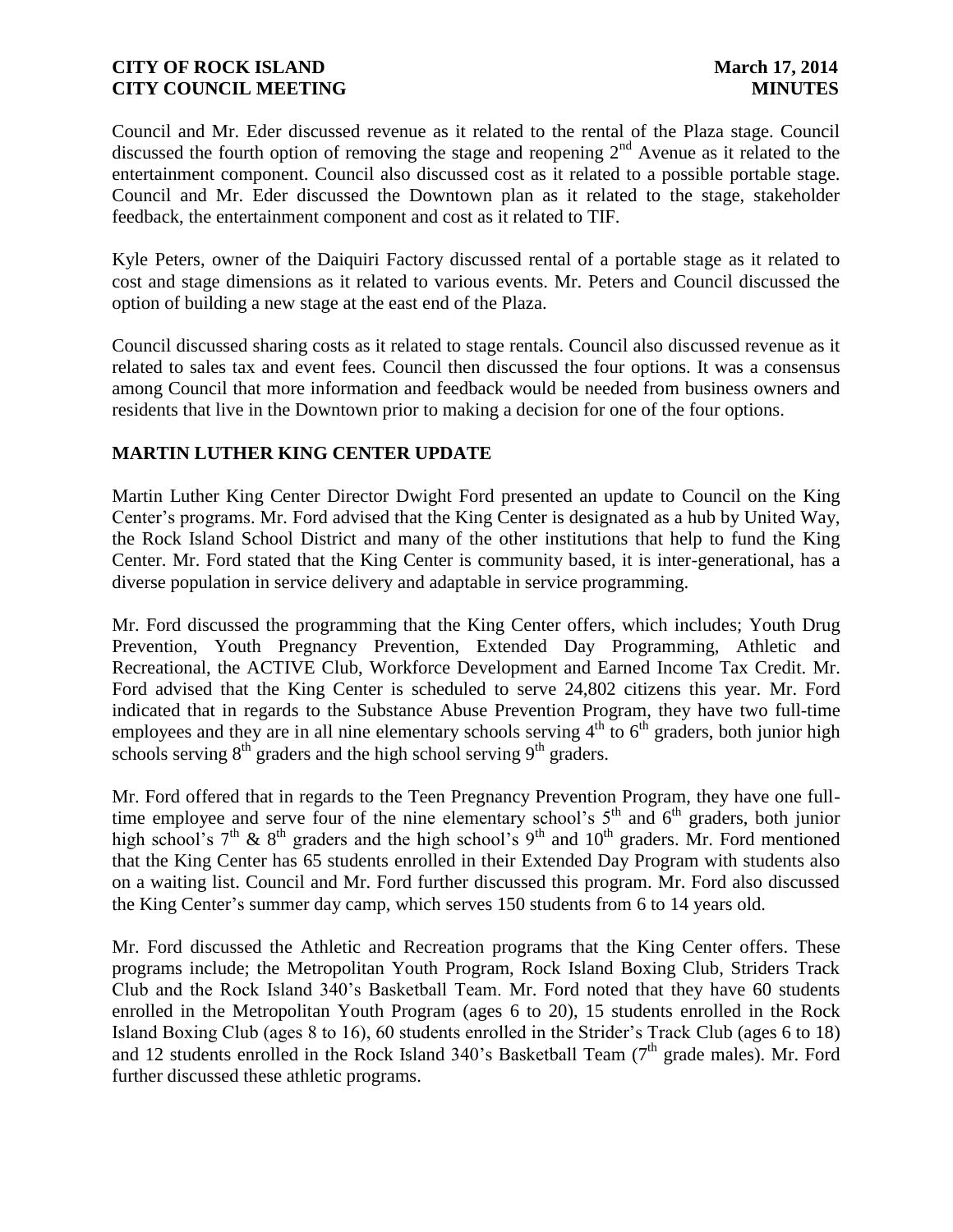Council and Mr. Eder discussed revenue as it related to the rental of the Plaza stage. Council discussed the fourth option of removing the stage and reopening 2nd Avenue as it related to the entertainment component. Council also discussed cost as it related to a possible portable stage. Council and Mr. Eder discussed the Downtown plan as it related to the stage, stakeholder feedback, the entertainment component and cost as it related to TIF.

Kyle Peters, owner of the Daiquiri Factory discussed rental of a portable stage as it related to cost and stage dimensions as it related to various events. Mr. Peters and Council discussed the option of building a new stage at the east end of the Plaza.

Council discussed sharing costs as it related to stage rentals. Council also discussed revenue as it related to sales tax and event fees. Council then discussed the four options. It was a consensus among Council that more information and feedback would be needed from business owners and residents that live in the Downtown prior to making a decision for one of the four options.

## MARTIN LUTHER KING CENTER UPDATE

Martin Luther King Center Director Dwight Ford presented an update to Council on the King Center's programs. Mr. Ford advised that the King Center is designated as a hub by United Way, the Rock Island School District and many of the other institutions that help to fund the King Center. Mr. Ford stated that the King Center is community based, it is inter-generational, has a diverse population in service delivery and adaptable in service programming.

Mr. Ford discussed the programming that the King Center offers, which includes; Youth Drug Prevention, Youth Pregnancy Prevention, Extended Day Programming, Athletic and Recreational, the ACTIVE Club, Workforce Development and Earned Income Tax Credit. Mr. Ford advised that the King Center is scheduled to serve 24,802 citizens this year. Mr. Ford indicated that in regards to the Substance Abuse Prevention Program, they have two full-time employees and they are in all nine elementary schools serving 4th to 6th graders, both junior high schools serving 8th graders and the high school serving 9th graders.

Mr. Ford offered that in regards to the Teen Pregnancy Prevention Program, they have one full-time employee and serve four of the nine elementary school's 5th and 6th graders, both junior high school's 7th & 8th graders and the high school's 9th and 10th graders. Mr. Ford mentioned that the King Center has 65 students enrolled in their Extended Day Program with students also on a waiting list. Council and Mr. Ford further discussed this program. Mr. Ford also discussed the King Center's summer day camp, which serves 150 students from 6 to 14 years old.

Mr. Ford discussed the Athletic and Recreation programs that the King Center offers. These programs include; the Metropolitan Youth Program, Rock Island Boxing Club, Striders Track Club and the Rock Island 340's Basketball Team. Mr. Ford noted that they have 60 students enrolled in the Metropolitan Youth Program (ages 6 to 20), 15 students enrolled in the Rock Island Boxing Club (ages 8 to 16), 60 students enrolled in the Strider's Track Club (ages 6 to 18) and 12 students enrolled in the Rock Island 340's Basketball Team (7th grade males). Mr. Ford further discussed these athletic programs.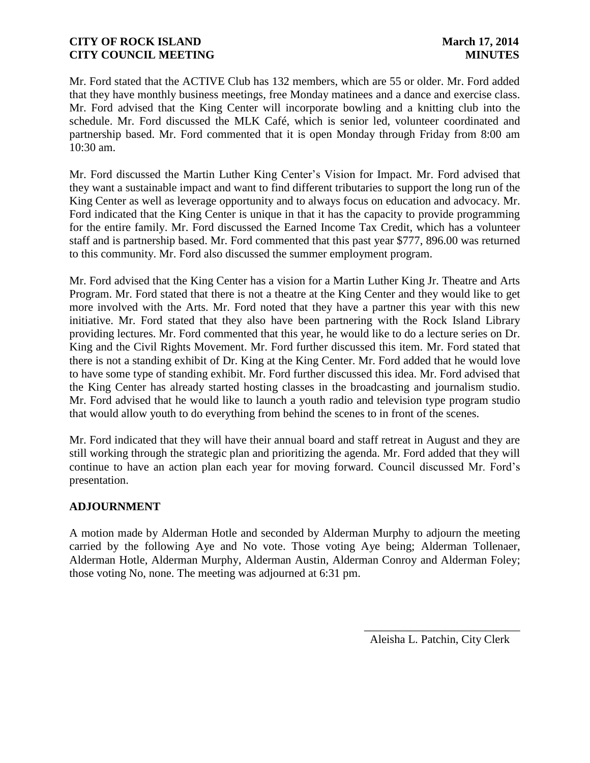Mr. Ford stated that the ACTIVE Club has 132 members, which are 55 or older. Mr. Ford added that they have monthly business meetings, free Monday matinees and a dance and exercise class. Mr. Ford advised that the King Center will incorporate bowling and a knitting club into the schedule. Mr. Ford discussed the MLK Café, which is senior led, volunteer coordinated and partnership based. Mr. Ford commented that it is open Monday through Friday from 8:00 am 10:30 am.

Mr. Ford discussed the Martin Luther King Center's Vision for Impact. Mr. Ford advised that they want a sustainable impact and want to find different tributaries to support the long run of the King Center as well as leverage opportunity and to always focus on education and advocacy. Mr. Ford indicated that the King Center is unique in that it has the capacity to provide programming for the entire family. Mr. Ford discussed the Earned Income Tax Credit, which has a volunteer staff and is partnership based. Mr. Ford commented that this past year $777, 896.00 was returned to this community. Mr. Ford also discussed the summer employment program.

Mr. Ford advised that the King Center has a vision for a Martin Luther King Jr. Theatre and Arts Program. Mr. Ford stated that there is not a theatre at the King Center and they would like to get more involved with the Arts. Mr. Ford noted that they have a partner this year with this new initiative. Mr. Ford stated that they also have been partnering with the Rock Island Library providing lectures. Mr. Ford commented that this year, he would like to do a lecture series on Dr. King and the Civil Rights Movement. Mr. Ford further discussed this item. Mr. Ford stated that there is not a standing exhibit of Dr. King at the King Center. Mr. Ford added that he would love to have some type of standing exhibit. Mr. Ford further discussed this idea. Mr. Ford advised that the King Center has already started hosting classes in the broadcasting and journalism studio. Mr. Ford advised that he would like to launch a youth radio and television type program studio that would allow youth to do everything from behind the scenes to in front of the scenes.

Mr. Ford indicated that they will have their annual board and staff retreat in August and they are still working through the strategic plan and prioritizing the agenda. Mr. Ford added that they will continue to have an action plan each year for moving forward. Council discussed Mr. Ford's presentation.

## ADJOURNMENT

A motion made by Alderman Hotle and seconded by Alderman Murphy to adjourn the meeting carried by the following Aye and No vote. Those voting Aye being; Alderman Tollenaer, Alderman Hotle, Alderman Murphy, Alderman Austin, Alderman Conroy and Alderman Foley; those voting No, none. The meeting was adjourned at 6:31 pm.

\_\_\_\_\_\_\_\_\_\_\_\_\_\_\_\_\_\_\_\_\_\_\_\_\_\_\_\_\_\_

Aleisha L. Patchin, City Clerk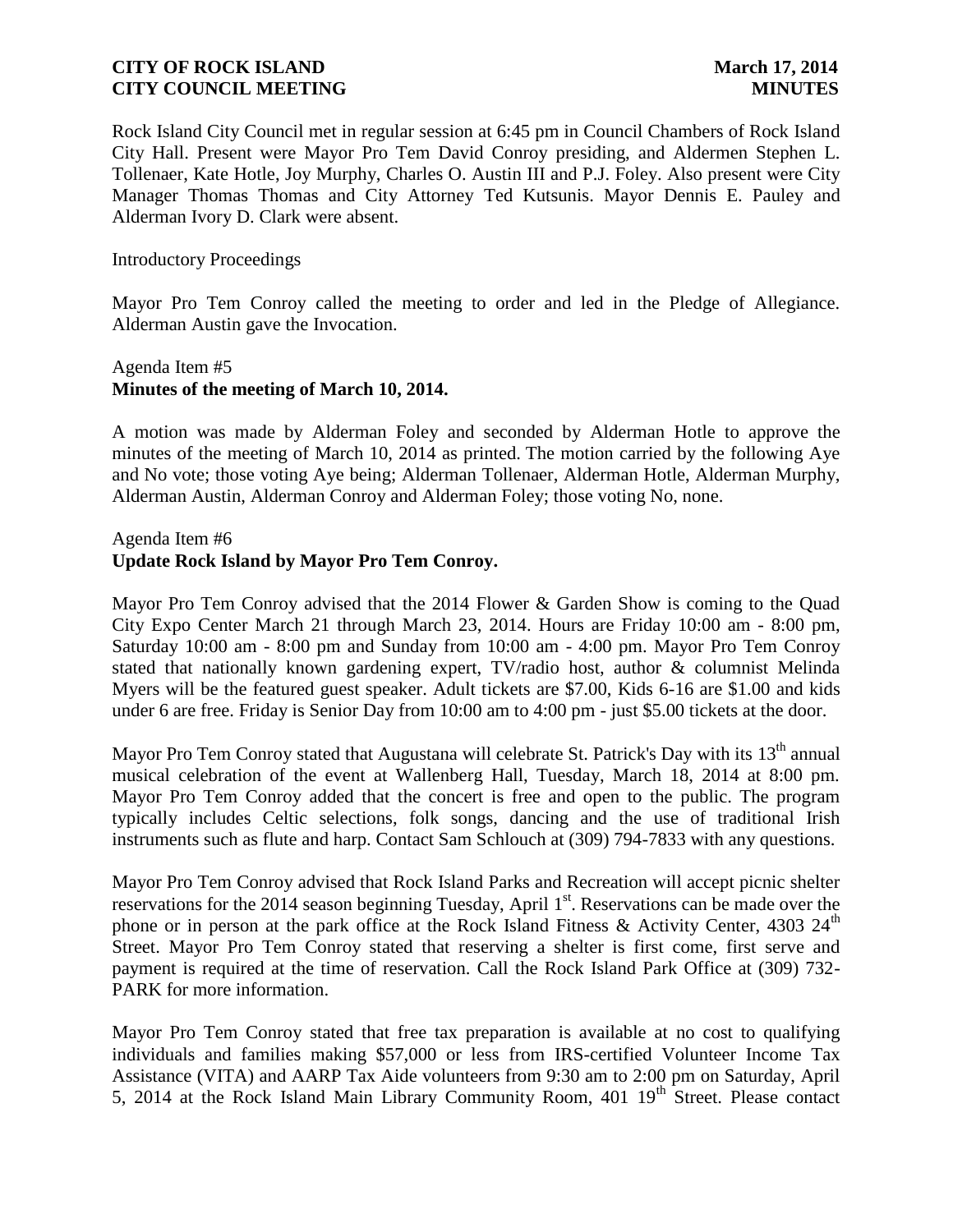Rock Island City Council met in regular session at 6:45 pm in Council Chambers of Rock Island City Hall. Present were Mayor Pro Tem David Conroy presiding, and Aldermen Stephen L. Tollenaer, Kate Hotle, Joy Murphy, Charles O. Austin III and P.J. Foley. Also present were City Manager Thomas Thomas and City Attorney Ted Kutsunis. Mayor Dennis E. Pauley and Alderman Ivory D. Clark were absent.

Introductory Proceedings

Mayor Pro Tem Conroy called the meeting to order and led in the Pledge of Allegiance. Alderman Austin gave the Invocation.

Agenda Item #5
**Minutes of the meeting of March 10, 2014.**

A motion was made by Alderman Foley and seconded by Alderman Hotle to approve the minutes of the meeting of March 10, 2014 as printed. The motion carried by the following Aye and No vote; those voting Aye being; Alderman Tollenaer, Alderman Hotle, Alderman Murphy, Alderman Austin, Alderman Conroy and Alderman Foley; those voting No, none.

Agenda Item #6
**Update Rock Island by Mayor Pro Tem Conroy.**

Mayor Pro Tem Conroy advised that the 2014 Flower & Garden Show is coming to the Quad City Expo Center March 21 through March 23, 2014. Hours are Friday 10:00 am - 8:00 pm, Saturday 10:00 am - 8:00 pm and Sunday from 10:00 am - 4:00 pm. Mayor Pro Tem Conroy stated that nationally known gardening expert, TV/radio host, author & columnist Melinda Myers will be the featured guest speaker. Adult tickets are $7.00, Kids 6-16 are $1.00 and kids under 6 are free. Friday is Senior Day from 10:00 am to 4:00 pm - just $5.00 tickets at the door.

Mayor Pro Tem Conroy stated that Augustana will celebrate St. Patrick's Day with its 13th annual musical celebration of the event at Wallenberg Hall, Tuesday, March 18, 2014 at 8:00 pm. Mayor Pro Tem Conroy added that the concert is free and open to the public. The program typically includes Celtic selections, folk songs, dancing and the use of traditional Irish instruments such as flute and harp. Contact Sam Schlouch at (309) 794-7833 with any questions.

Mayor Pro Tem Conroy advised that Rock Island Parks and Recreation will accept picnic shelter reservations for the 2014 season beginning Tuesday, April 1st. Reservations can be made over the phone or in person at the park office at the Rock Island Fitness & Activity Center, 4303 24th Street. Mayor Pro Tem Conroy stated that reserving a shelter is first come, first serve and payment is required at the time of reservation. Call the Rock Island Park Office at (309) 732-PARK for more information.

Mayor Pro Tem Conroy stated that free tax preparation is available at no cost to qualifying individuals and families making $57,000 or less from IRS-certified Volunteer Income Tax Assistance (VITA) and AARP Tax Aide volunteers from 9:30 am to 2:00 pm on Saturday, April 5, 2014 at the Rock Island Main Library Community Room, 401 19th Street. Please contact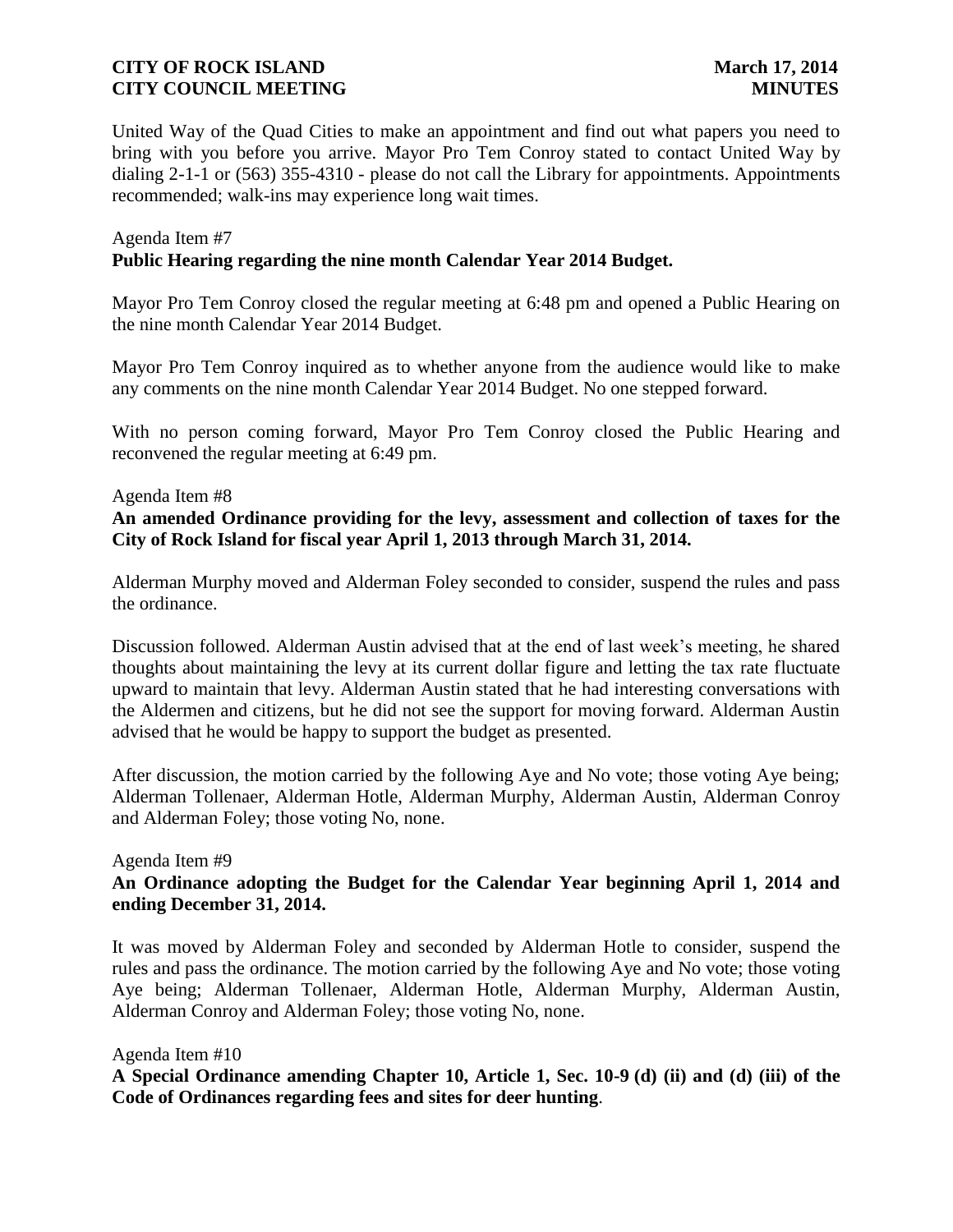United Way of the Quad Cities to make an appointment and find out what papers you need to bring with you before you arrive. Mayor Pro Tem Conroy stated to contact United Way by dialing 2-1-1 or (563) 355-4310 - please do not call the Library for appointments. Appointments recommended; walk-ins may experience long wait times.

Agenda Item #7
**Public Hearing regarding the nine month Calendar Year 2014 Budget.**

Mayor Pro Tem Conroy closed the regular meeting at 6:48 pm and opened a Public Hearing on the nine month Calendar Year 2014 Budget.

Mayor Pro Tem Conroy inquired as to whether anyone from the audience would like to make any comments on the nine month Calendar Year 2014 Budget. No one stepped forward.

With no person coming forward, Mayor Pro Tem Conroy closed the Public Hearing and reconvened the regular meeting at 6:49 pm.

Agenda Item #8
**An amended Ordinance providing for the levy, assessment and collection of taxes for the City of Rock Island for fiscal year April 1, 2013 through March 31, 2014.**

Alderman Murphy moved and Alderman Foley seconded to consider, suspend the rules and pass the ordinance.

Discussion followed. Alderman Austin advised that at the end of last week's meeting, he shared thoughts about maintaining the levy at its current dollar figure and letting the tax rate fluctuate upward to maintain that levy. Alderman Austin stated that he had interesting conversations with the Aldermen and citizens, but he did not see the support for moving forward. Alderman Austin advised that he would be happy to support the budget as presented.

After discussion, the motion carried by the following Aye and No vote; those voting Aye being; Alderman Tollenaer, Alderman Hotle, Alderman Murphy, Alderman Austin, Alderman Conroy and Alderman Foley; those voting No, none.

Agenda Item #9
**An Ordinance adopting the Budget for the Calendar Year beginning April 1, 2014 and ending December 31, 2014.**

It was moved by Alderman Foley and seconded by Alderman Hotle to consider, suspend the rules and pass the ordinance. The motion carried by the following Aye and No vote; those voting Aye being; Alderman Tollenaer, Alderman Hotle, Alderman Murphy, Alderman Austin, Alderman Conroy and Alderman Foley; those voting No, none.

Agenda Item #10
**A Special Ordinance amending Chapter 10, Article 1, Sec. 10-9 (d) (ii) and (d) (iii) of the Code of Ordinances regarding fees and sites for deer hunting**.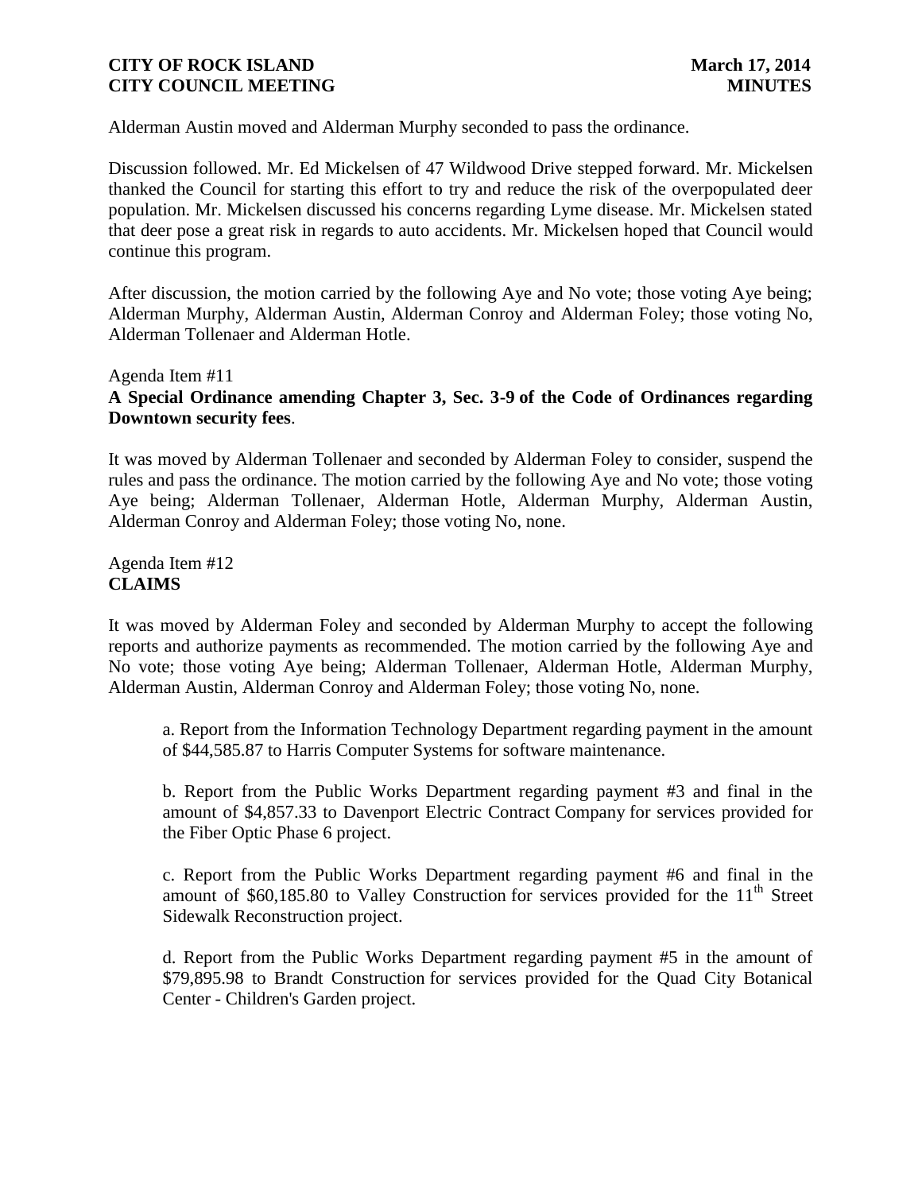Alderman Austin moved and Alderman Murphy seconded to pass the ordinance.

Discussion followed. Mr. Ed Mickelsen of 47 Wildwood Drive stepped forward. Mr. Mickelsen thanked the Council for starting this effort to try and reduce the risk of the overpopulated deer population. Mr. Mickelsen discussed his concerns regarding Lyme disease. Mr. Mickelsen stated that deer pose a great risk in regards to auto accidents. Mr. Mickelsen hoped that Council would continue this program.

After discussion, the motion carried by the following Aye and No vote; those voting Aye being; Alderman Murphy, Alderman Austin, Alderman Conroy and Alderman Foley; those voting No, Alderman Tollenaer and Alderman Hotle.

Agenda Item #11
**A Special Ordinance amending Chapter 3, Sec. 3-9 of the Code of Ordinances regarding Downtown security fees**.

It was moved by Alderman Tollenaer and seconded by Alderman Foley to consider, suspend the rules and pass the ordinance. The motion carried by the following Aye and No vote; those voting Aye being; Alderman Tollenaer, Alderman Hotle, Alderman Murphy, Alderman Austin, Alderman Conroy and Alderman Foley; those voting No, none.

Agenda Item #12
**CLAIMS**

It was moved by Alderman Foley and seconded by Alderman Murphy to accept the following reports and authorize payments as recommended. The motion carried by the following Aye and No vote; those voting Aye being; Alderman Tollenaer, Alderman Hotle, Alderman Murphy, Alderman Austin, Alderman Conroy and Alderman Foley; those voting No, none.

a. Report from the Information Technology Department regarding payment in the amount of $44,585.87 to Harris Computer Systems for software maintenance.

b. Report from the Public Works Department regarding payment #3 and final in the amount of $4,857.33 to Davenport Electric Contract Company for services provided for the Fiber Optic Phase 6 project.

c. Report from the Public Works Department regarding payment #6 and final in the amount of $60,185.80 to Valley Construction for services provided for the 11th Street Sidewalk Reconstruction project.

d. Report from the Public Works Department regarding payment #5 in the amount of $79,895.98 to Brandt Construction for services provided for the Quad City Botanical Center - Children's Garden project.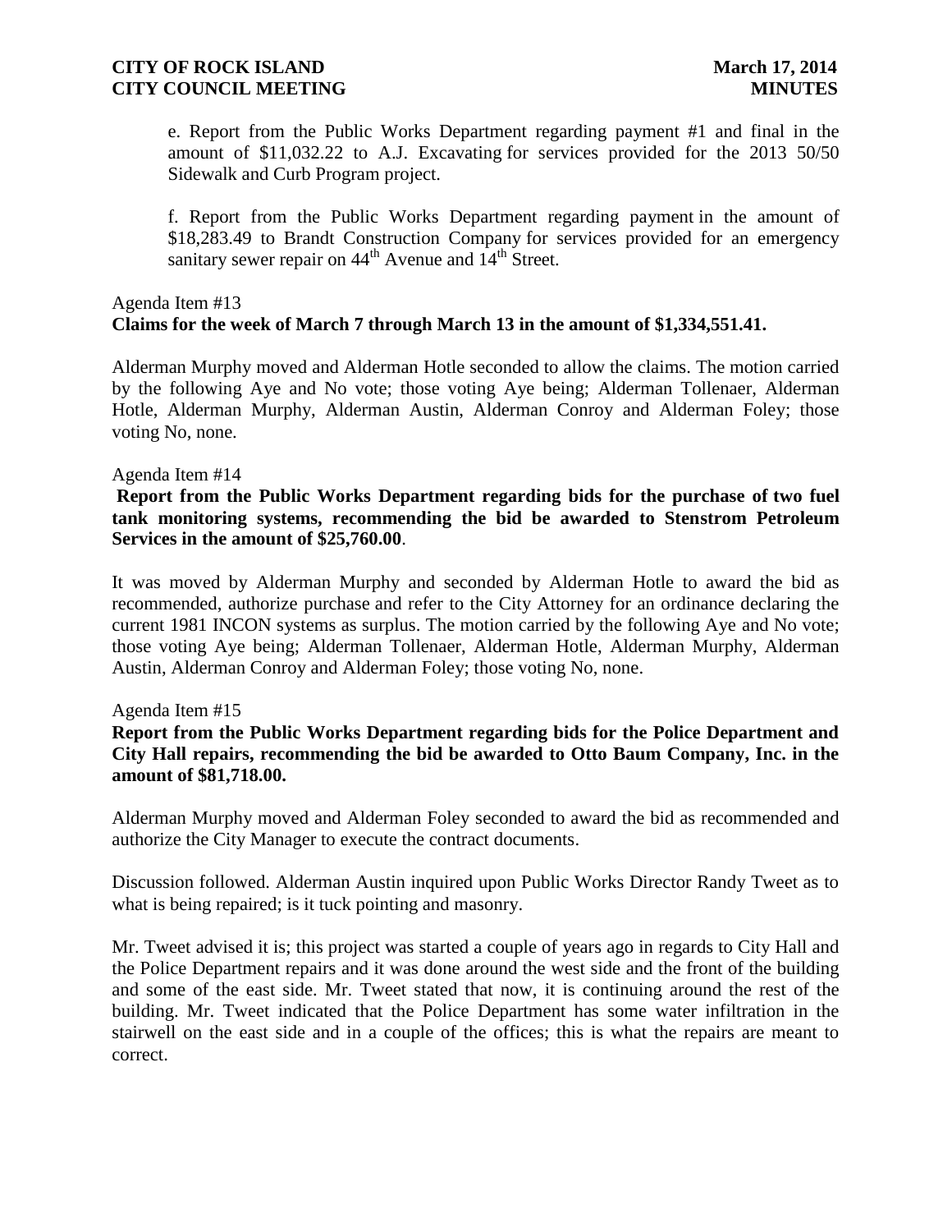e. Report from the Public Works Department regarding payment #1 and final in the amount of $11,032.22 to A.J. Excavating for services provided for the 2013 50/50 Sidewalk and Curb Program project.

f. Report from the Public Works Department regarding payment in the amount of $18,283.49 to Brandt Construction Company for services provided for an emergency sanitary sewer repair on 44th Avenue and 14th Street.

Agenda Item #13
**Claims for the week of March 7 through March 13 in the amount of $1,334,551.41.**

Alderman Murphy moved and Alderman Hotle seconded to allow the claims. The motion carried by the following Aye and No vote; those voting Aye being; Alderman Tollenaer, Alderman Hotle, Alderman Murphy, Alderman Austin, Alderman Conroy and Alderman Foley; those voting No, none.

Agenda Item #14
**Report from the Public Works Department regarding bids for the purchase of two fuel tank monitoring systems, recommending the bid be awarded to Stenstrom Petroleum Services in the amount of $25,760.00**.

It was moved by Alderman Murphy and seconded by Alderman Hotle to award the bid as recommended, authorize purchase and refer to the City Attorney for an ordinance declaring the current 1981 INCON systems as surplus. The motion carried by the following Aye and No vote; those voting Aye being; Alderman Tollenaer, Alderman Hotle, Alderman Murphy, Alderman Austin, Alderman Conroy and Alderman Foley; those voting No, none.

Agenda Item #15
**Report from the Public Works Department regarding bids for the Police Department and City Hall repairs, recommending the bid be awarded to Otto Baum Company, Inc. in the amount of $81,718.00.**

Alderman Murphy moved and Alderman Foley seconded to award the bid as recommended and authorize the City Manager to execute the contract documents.

Discussion followed. Alderman Austin inquired upon Public Works Director Randy Tweet as to what is being repaired; is it tuck pointing and masonry.

Mr. Tweet advised it is; this project was started a couple of years ago in regards to City Hall and the Police Department repairs and it was done around the west side and the front of the building and some of the east side. Mr. Tweet stated that now, it is continuing around the rest of the building. Mr. Tweet indicated that the Police Department has some water infiltration in the stairwell on the east side and in a couple of the offices; this is what the repairs are meant to correct.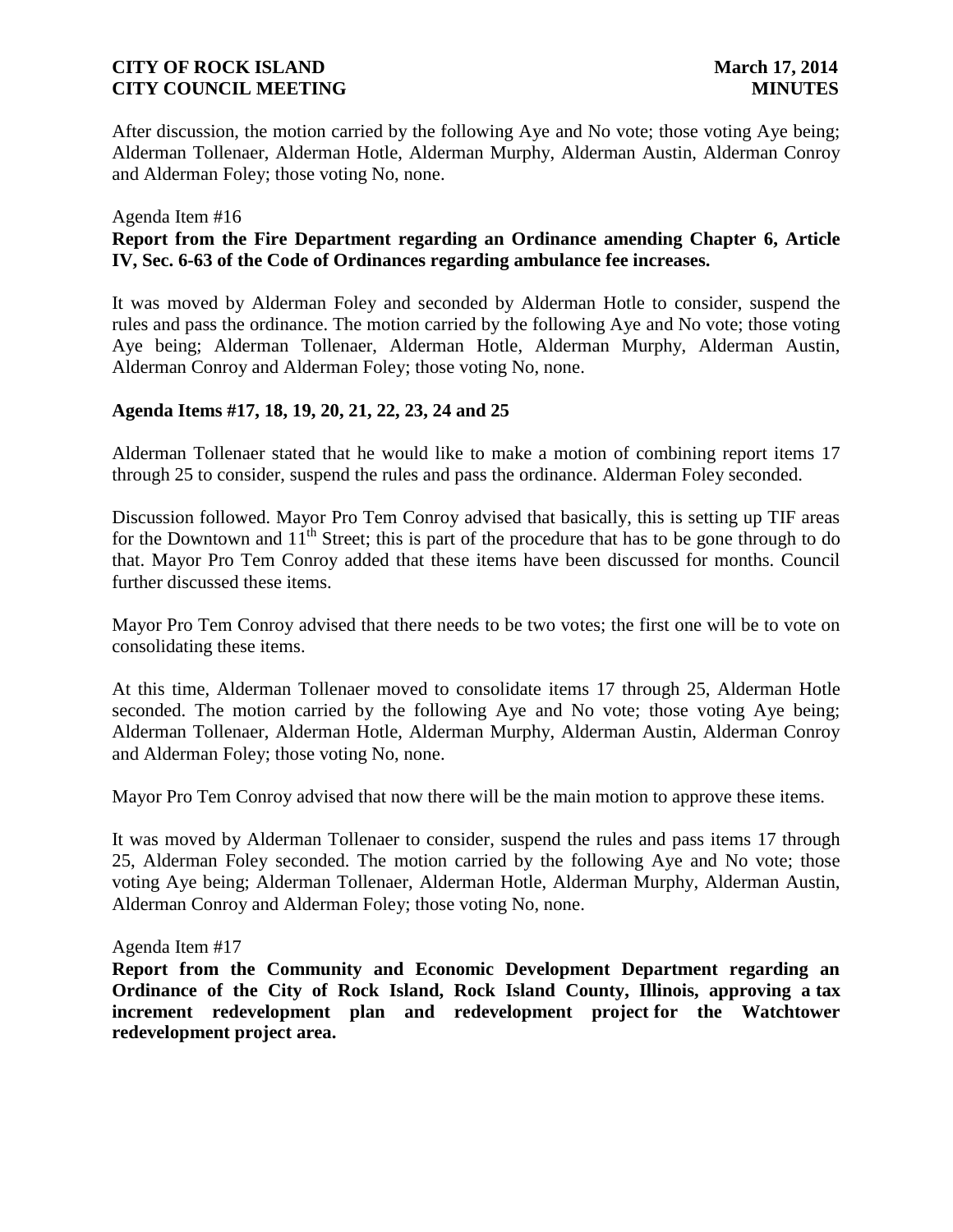After discussion, the motion carried by the following Aye and No vote; those voting Aye being; Alderman Tollenaer, Alderman Hotle, Alderman Murphy, Alderman Austin, Alderman Conroy and Alderman Foley; those voting No, none.

Agenda Item #16

**Report from the Fire Department regarding an Ordinance amending Chapter 6, Article IV, Sec. 6-63 of the Code of Ordinances regarding ambulance fee increases.**

It was moved by Alderman Foley and seconded by Alderman Hotle to consider, suspend the rules and pass the ordinance. The motion carried by the following Aye and No vote; those voting Aye being; Alderman Tollenaer, Alderman Hotle, Alderman Murphy, Alderman Austin, Alderman Conroy and Alderman Foley; those voting No, none.

**Agenda Items #17, 18, 19, 20, 21, 22, 23, 24 and 25**

Alderman Tollenaer stated that he would like to make a motion of combining report items 17 through 25 to consider, suspend the rules and pass the ordinance. Alderman Foley seconded.

Discussion followed. Mayor Pro Tem Conroy advised that basically, this is setting up TIF areas for the Downtown and 11th Street; this is part of the procedure that has to be gone through to do that. Mayor Pro Tem Conroy added that these items have been discussed for months. Council further discussed these items.

Mayor Pro Tem Conroy advised that there needs to be two votes; the first one will be to vote on consolidating these items.

At this time, Alderman Tollenaer moved to consolidate items 17 through 25, Alderman Hotle seconded. The motion carried by the following Aye and No vote; those voting Aye being; Alderman Tollenaer, Alderman Hotle, Alderman Murphy, Alderman Austin, Alderman Conroy and Alderman Foley; those voting No, none.

Mayor Pro Tem Conroy advised that now there will be the main motion to approve these items.

It was moved by Alderman Tollenaer to consider, suspend the rules and pass items 17 through 25, Alderman Foley seconded. The motion carried by the following Aye and No vote; those voting Aye being; Alderman Tollenaer, Alderman Hotle, Alderman Murphy, Alderman Austin, Alderman Conroy and Alderman Foley; those voting No, none.

Agenda Item #17

**Report from the Community and Economic Development Department regarding an Ordinance of the City of Rock Island, Rock Island County, Illinois, approving a tax increment redevelopment plan and redevelopment project for the Watchtower redevelopment project area.**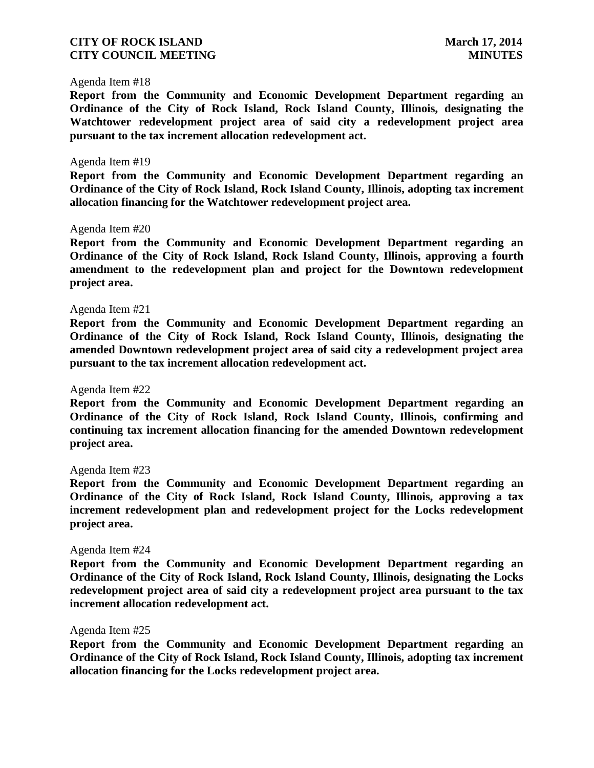Agenda Item #18

**Report from the Community and Economic Development Department regarding an Ordinance of the City of Rock Island, Rock Island County, Illinois, designating the Watchtower redevelopment project area of said city a redevelopment project area pursuant to the tax increment allocation redevelopment act.**

Agenda Item #19

**Report from the Community and Economic Development Department regarding an Ordinance of the City of Rock Island, Rock Island County, Illinois, adopting tax increment allocation financing for the Watchtower redevelopment project area.**

Agenda Item #20

**Report from the Community and Economic Development Department regarding an Ordinance of the City of Rock Island, Rock Island County, Illinois, approving a fourth amendment to the redevelopment plan and project for the Downtown redevelopment project area.**

Agenda Item #21

**Report from the Community and Economic Development Department regarding an Ordinance of the City of Rock Island, Rock Island County, Illinois, designating the amended Downtown redevelopment project area of said city a redevelopment project area pursuant to the tax increment allocation redevelopment act.**

Agenda Item #22

**Report from the Community and Economic Development Department regarding an Ordinance of the City of Rock Island, Rock Island County, Illinois, confirming and continuing tax increment allocation financing for the amended Downtown redevelopment project area.**

Agenda Item #23

**Report from the Community and Economic Development Department regarding an Ordinance of the City of Rock Island, Rock Island County, Illinois, approving a tax increment redevelopment plan and redevelopment project for the Locks redevelopment project area.**

Agenda Item #24

**Report from the Community and Economic Development Department regarding an Ordinance of the City of Rock Island, Rock Island County, Illinois, designating the Locks redevelopment project area of said city a redevelopment project area pursuant to the tax increment allocation redevelopment act.**

Agenda Item #25

**Report from the Community and Economic Development Department regarding an Ordinance of the City of Rock Island, Rock Island County, Illinois, adopting tax increment allocation financing for the Locks redevelopment project area.**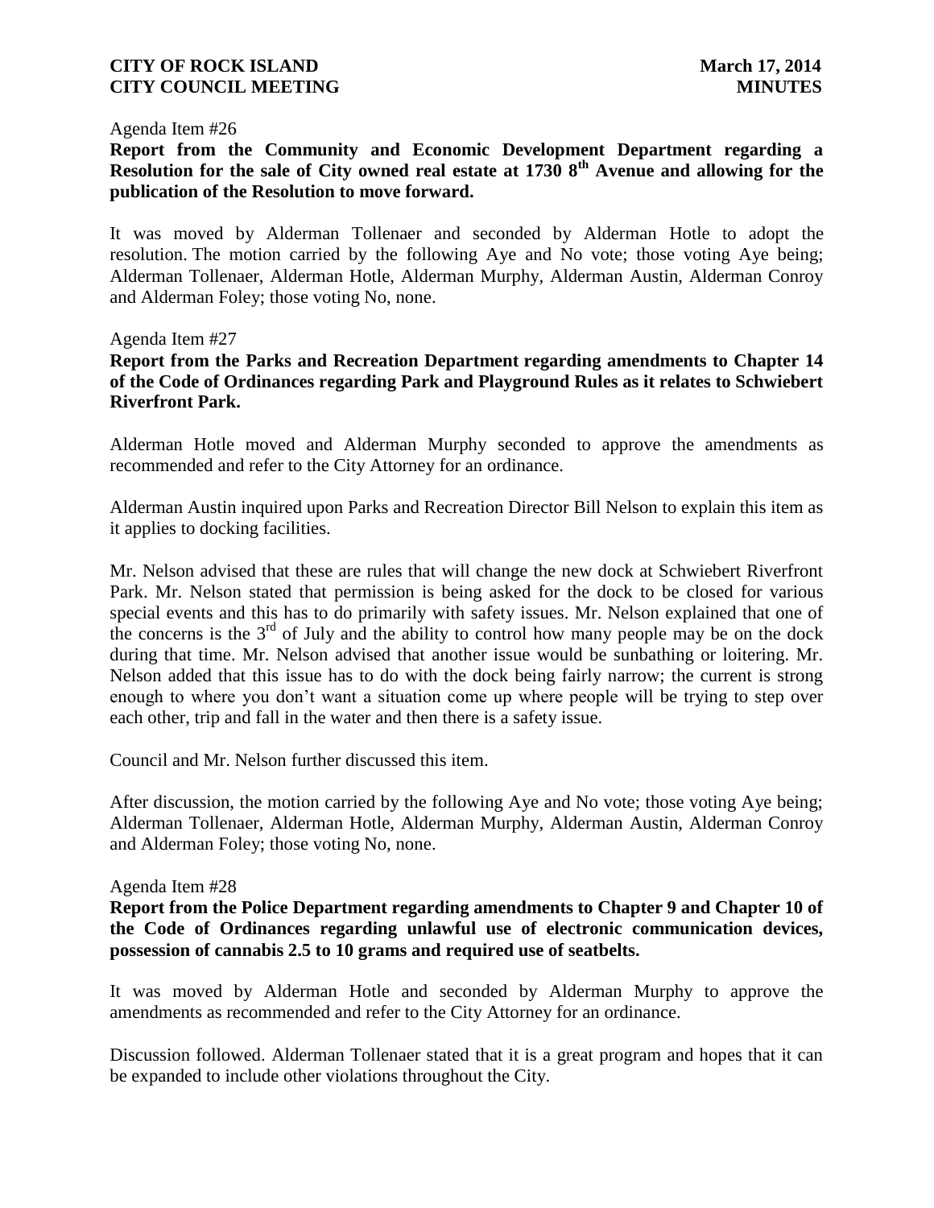Agenda Item #26

**Report from the Community and Economic Development Department regarding a Resolution for the sale of City owned real estate at 1730 8th Avenue and allowing for the publication of the Resolution to move forward.**

It was moved by Alderman Tollenaer and seconded by Alderman Hotle to adopt the resolution. The motion carried by the following Aye and No vote; those voting Aye being; Alderman Tollenaer, Alderman Hotle, Alderman Murphy, Alderman Austin, Alderman Conroy and Alderman Foley; those voting No, none.

Agenda Item #27

**Report from the Parks and Recreation Department regarding amendments to Chapter 14 of the Code of Ordinances regarding Park and Playground Rules as it relates to Schwiebert Riverfront Park.**

Alderman Hotle moved and Alderman Murphy seconded to approve the amendments as recommended and refer to the City Attorney for an ordinance.

Alderman Austin inquired upon Parks and Recreation Director Bill Nelson to explain this item as it applies to docking facilities.

Mr. Nelson advised that these are rules that will change the new dock at Schwiebert Riverfront Park. Mr. Nelson stated that permission is being asked for the dock to be closed for various special events and this has to do primarily with safety issues. Mr. Nelson explained that one of the concerns is the 3rd of July and the ability to control how many people may be on the dock during that time. Mr. Nelson advised that another issue would be sunbathing or loitering. Mr. Nelson added that this issue has to do with the dock being fairly narrow; the current is strong enough to where you don't want a situation come up where people will be trying to step over each other, trip and fall in the water and then there is a safety issue.

Council and Mr. Nelson further discussed this item.

After discussion, the motion carried by the following Aye and No vote; those voting Aye being; Alderman Tollenaer, Alderman Hotle, Alderman Murphy, Alderman Austin, Alderman Conroy and Alderman Foley; those voting No, none.

Agenda Item #28

**Report from the Police Department regarding amendments to Chapter 9 and Chapter 10 of the Code of Ordinances regarding unlawful use of electronic communication devices, possession of cannabis 2.5 to 10 grams and required use of seatbelts.**

It was moved by Alderman Hotle and seconded by Alderman Murphy to approve the amendments as recommended and refer to the City Attorney for an ordinance.

Discussion followed. Alderman Tollenaer stated that it is a great program and hopes that it can be expanded to include other violations throughout the City.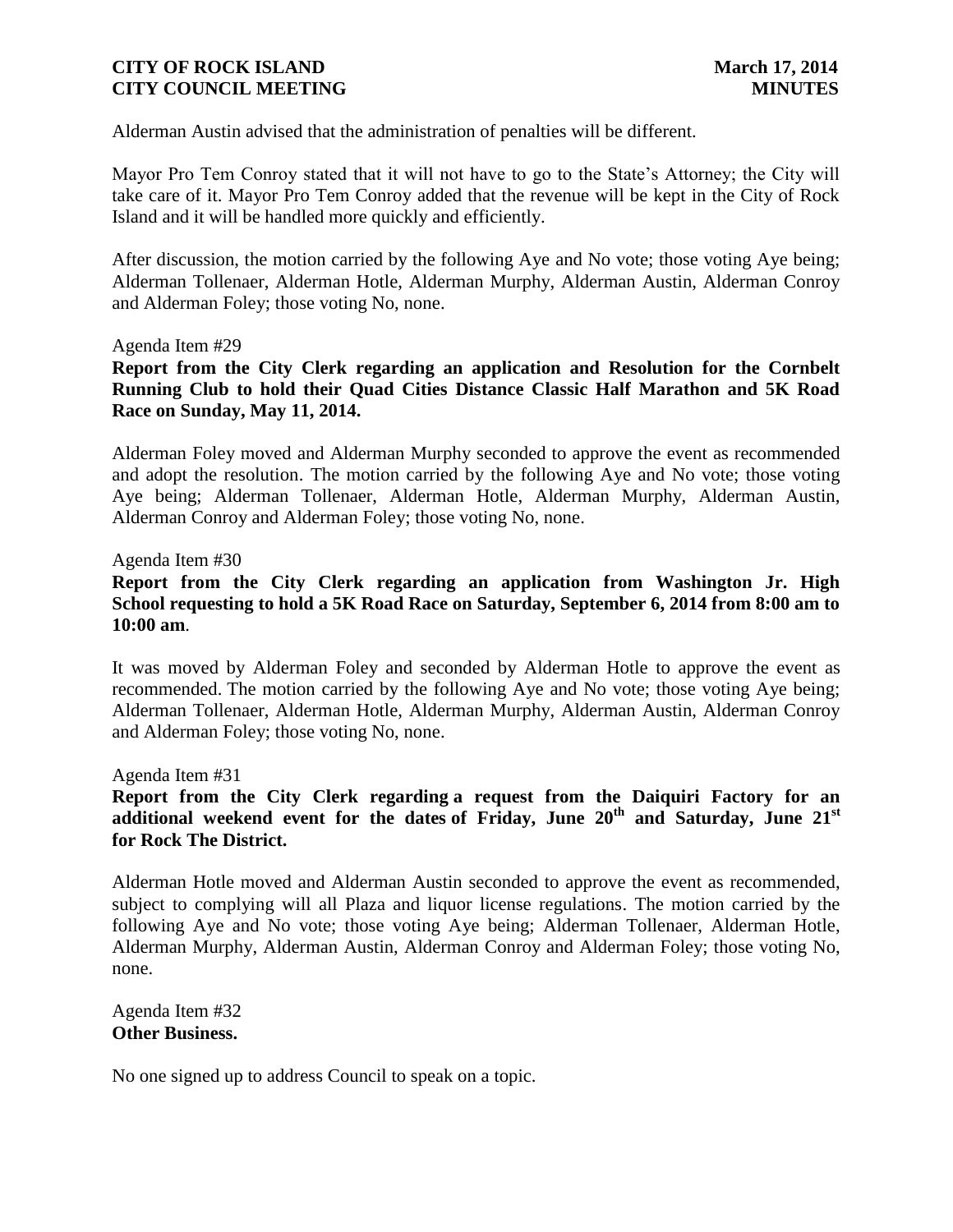Alderman Austin advised that the administration of penalties will be different.

Mayor Pro Tem Conroy stated that it will not have to go to the State's Attorney; the City will take care of it. Mayor Pro Tem Conroy added that the revenue will be kept in the City of Rock Island and it will be handled more quickly and efficiently.

After discussion, the motion carried by the following Aye and No vote; those voting Aye being; Alderman Tollenaer, Alderman Hotle, Alderman Murphy, Alderman Austin, Alderman Conroy and Alderman Foley; those voting No, none.

Agenda Item #29

**Report from the City Clerk regarding an application and Resolution for the Cornbelt Running Club to hold their Quad Cities Distance Classic Half Marathon and 5K Road Race on Sunday, May 11, 2014.**

Alderman Foley moved and Alderman Murphy seconded to approve the event as recommended and adopt the resolution. The motion carried by the following Aye and No vote; those voting Aye being; Alderman Tollenaer, Alderman Hotle, Alderman Murphy, Alderman Austin, Alderman Conroy and Alderman Foley; those voting No, none.

Agenda Item #30

**Report from the City Clerk regarding an application from Washington Jr. High School requesting to hold a 5K Road Race on Saturday, September 6, 2014 from 8:00 am to 10:00 am**.

It was moved by Alderman Foley and seconded by Alderman Hotle to approve the event as recommended. The motion carried by the following Aye and No vote; those voting Aye being; Alderman Tollenaer, Alderman Hotle, Alderman Murphy, Alderman Austin, Alderman Conroy and Alderman Foley; those voting No, none.

Agenda Item #31

**Report from the City Clerk regarding a request from the Daiquiri Factory for an additional weekend event for the dates of Friday, June 20th and Saturday, June 21st for Rock The District.**

Alderman Hotle moved and Alderman Austin seconded to approve the event as recommended, subject to complying will all Plaza and liquor license regulations. The motion carried by the following Aye and No vote; those voting Aye being; Alderman Tollenaer, Alderman Hotle, Alderman Murphy, Alderman Austin, Alderman Conroy and Alderman Foley; those voting No, none.

Agenda Item #32

**Other Business.**

No one signed up to address Council to speak on a topic.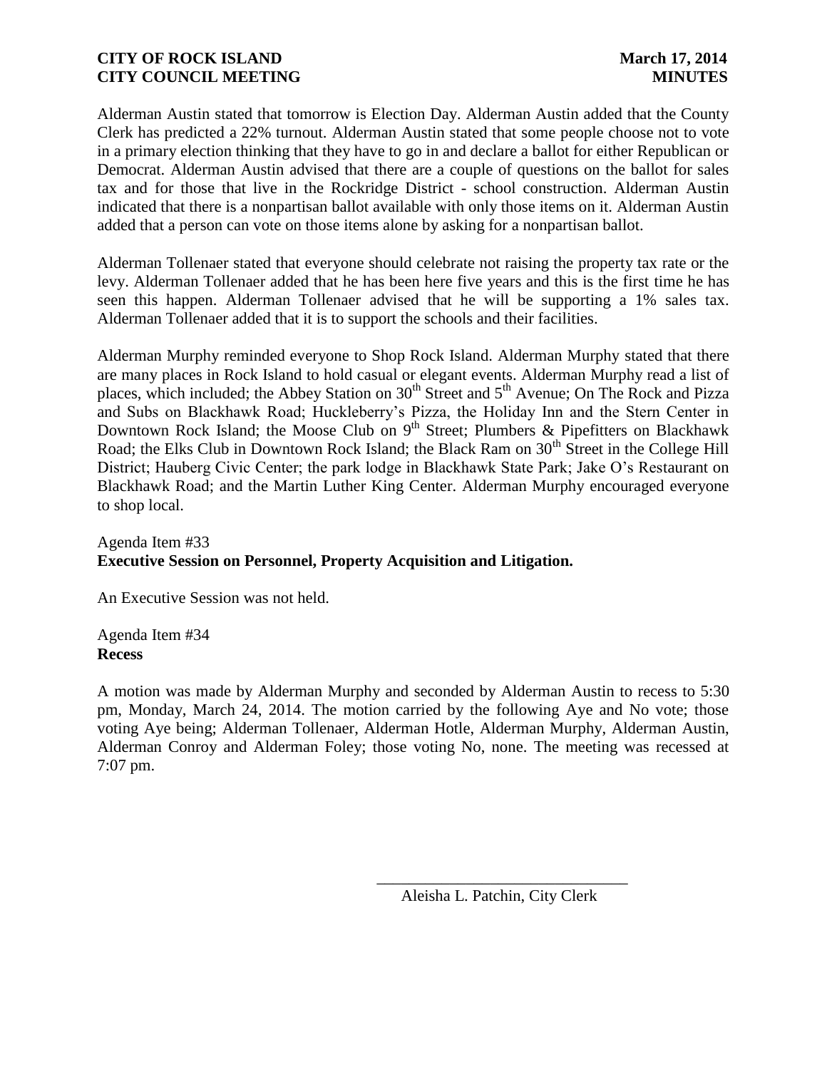Alderman Austin stated that tomorrow is Election Day. Alderman Austin added that the County Clerk has predicted a 22% turnout. Alderman Austin stated that some people choose not to vote in a primary election thinking that they have to go in and declare a ballot for either Republican or Democrat. Alderman Austin advised that there are a couple of questions on the ballot for sales tax and for those that live in the Rockridge District - school construction. Alderman Austin indicated that there is a nonpartisan ballot available with only those items on it. Alderman Austin added that a person can vote on those items alone by asking for a nonpartisan ballot.

Alderman Tollenaer stated that everyone should celebrate not raising the property tax rate or the levy. Alderman Tollenaer added that he has been here five years and this is the first time he has seen this happen. Alderman Tollenaer advised that he will be supporting a 1% sales tax. Alderman Tollenaer added that it is to support the schools and their facilities.

Alderman Murphy reminded everyone to Shop Rock Island. Alderman Murphy stated that there are many places in Rock Island to hold casual or elegant events. Alderman Murphy read a list of places, which included; the Abbey Station on 30th Street and 5th Avenue; On The Rock and Pizza and Subs on Blackhawk Road; Huckleberry's Pizza, the Holiday Inn and the Stern Center in Downtown Rock Island; the Moose Club on 9th Street; Plumbers & Pipefitters on Blackhawk Road; the Elks Club in Downtown Rock Island; the Black Ram on 30th Street in the College Hill District; Hauberg Civic Center; the park lodge in Blackhawk State Park; Jake O's Restaurant on Blackhawk Road; and the Martin Luther King Center. Alderman Murphy encouraged everyone to shop local.

Agenda Item #33
**Executive Session on Personnel, Property Acquisition and Litigation.**

An Executive Session was not held.

Agenda Item #34
**Recess**

A motion was made by Alderman Murphy and seconded by Alderman Austin to recess to 5:30 pm, Monday, March 24, 2014. The motion carried by the following Aye and No vote; those voting Aye being; Alderman Tollenaer, Alderman Hotle, Alderman Murphy, Alderman Austin, Alderman Conroy and Alderman Foley; those voting No, none. The meeting was recessed at 7:07 pm.

\_\_\_\_\_\_\_\_\_\_\_\_\_\_\_\_\_\_\_\_\_\_\_\_\_\_\_\_\_\_\_
Aleisha L. Patchin, City Clerk